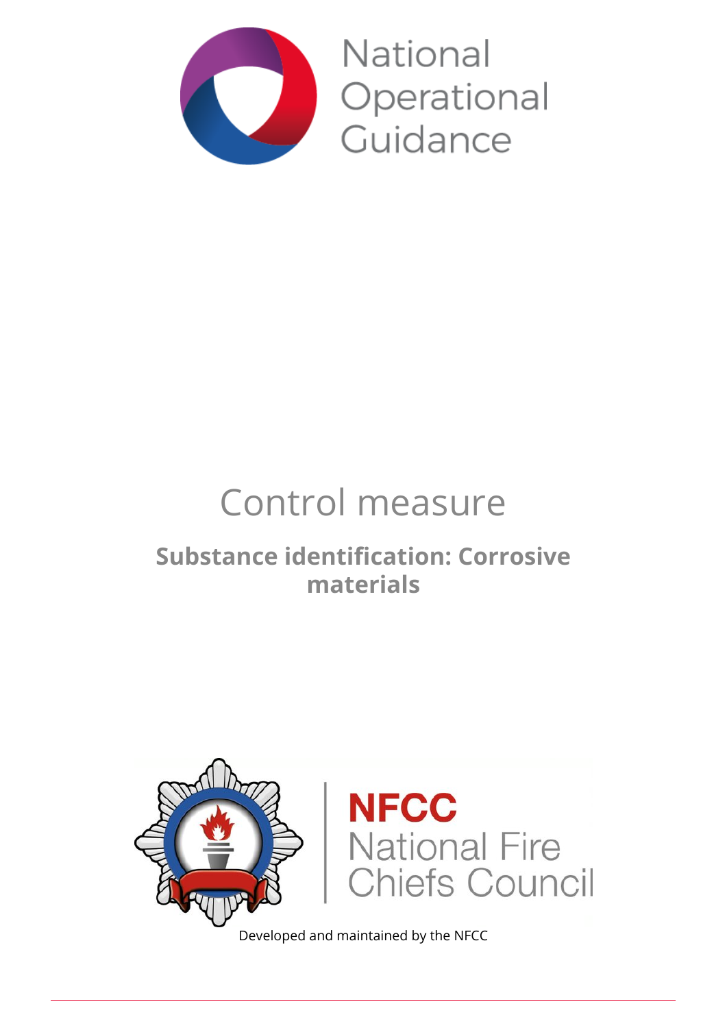National Operational Guidance

# Control measure

## Substance identification: Corrosive materials

NFCC National Fire Chiefs Council

Developed and maintained by the NFCC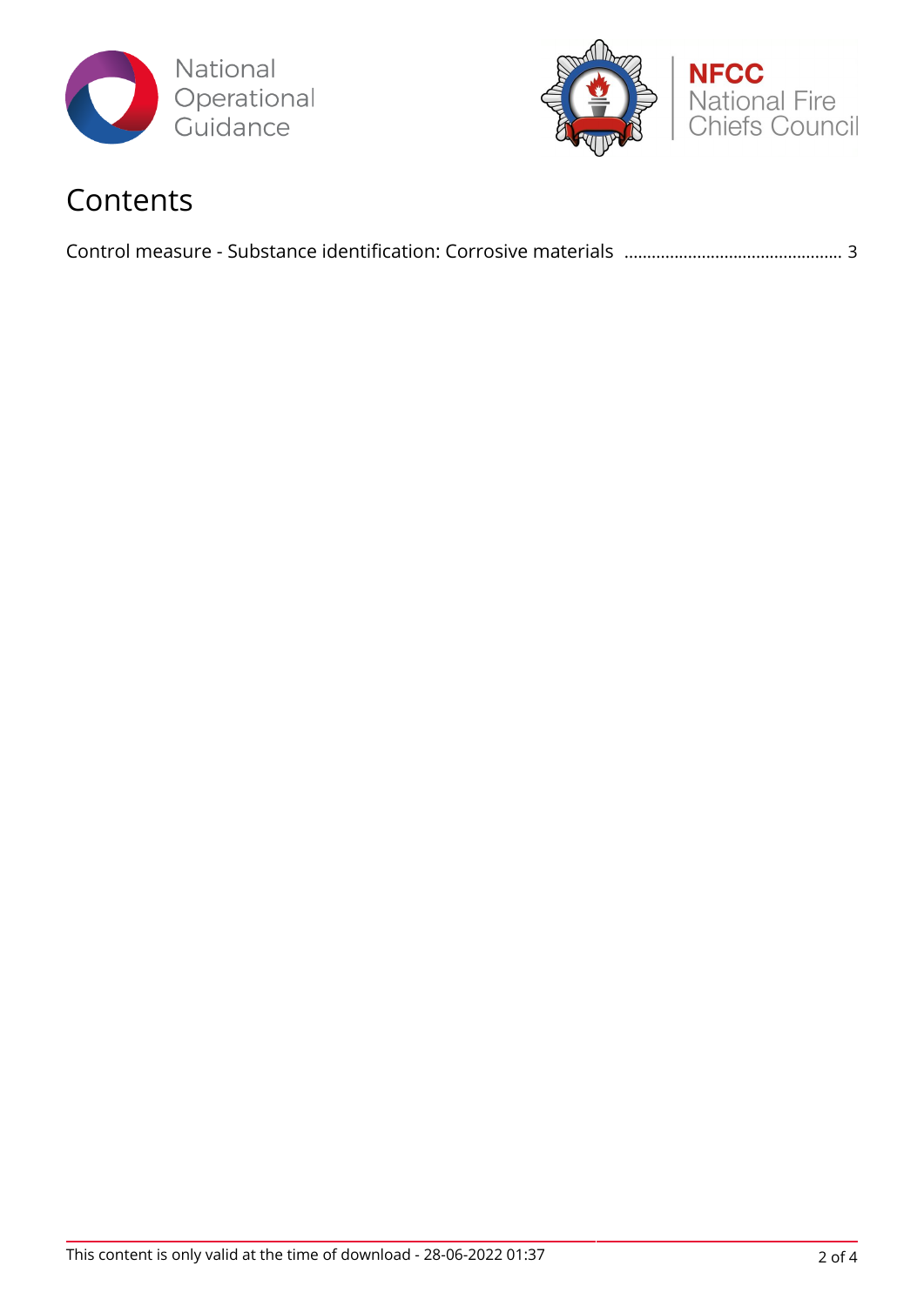# Contents

Control measure - Substance identification: Corrosive materials ............................................... 3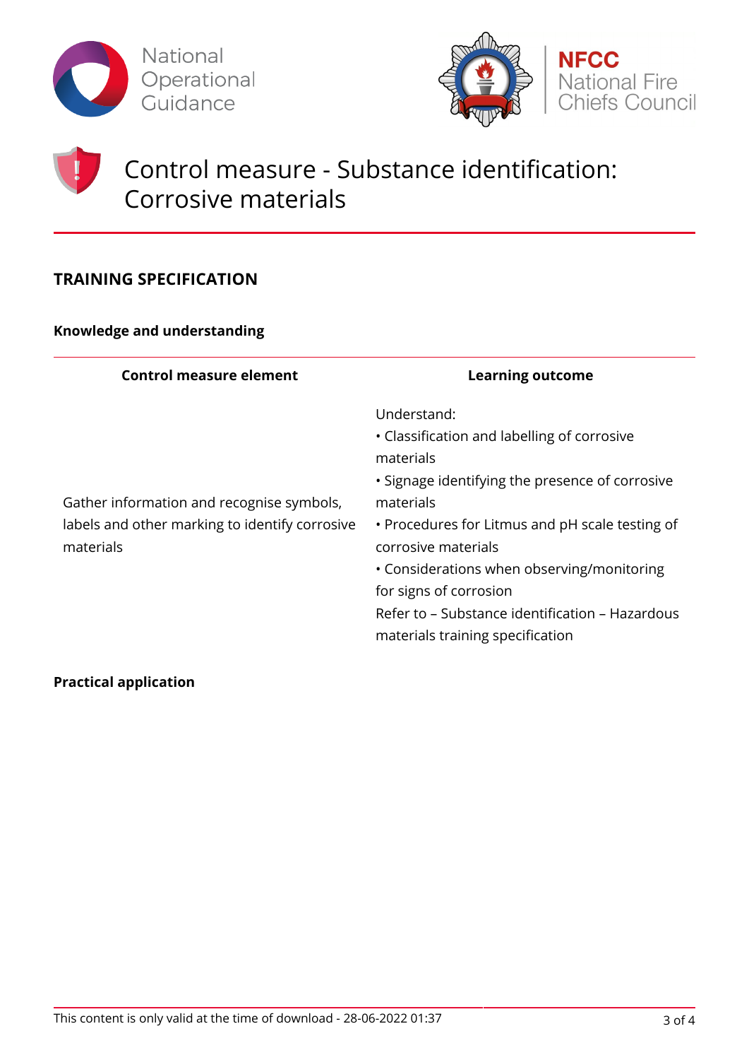# Control measure - Substance identification: Corrosive materials

## TRAINING SPECIFICATION

### Knowledge and understanding

| Control measure element | Learning outcome |
| --- | --- |
| Gather information and recognise symbols, labels and other marking to identify corrosive materials | Understand:<br>• Classification and labelling of corrosive materials<br>• Signage identifying the presence of corrosive materials<br>• Procedures for Litmus and pH scale testing of corrosive materials<br>• Considerations when observing/monitoring for signs of corrosion<br>Refer to – Substance identification – Hazardous materials training specification |

### Practical application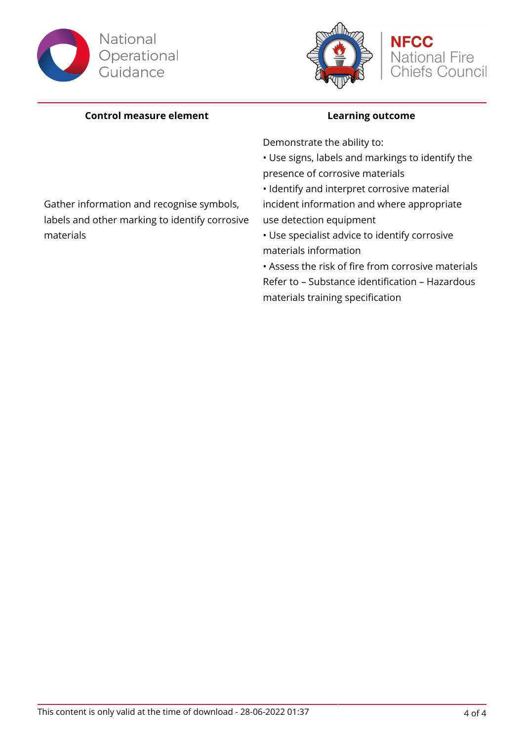| Control measure element | Learning outcome |
| --- | --- |
| Gather information and recognise symbols, labels and other marking to identify corrosive materials | Demonstrate the ability to:<br>• Use signs, labels and markings to identify the presence of corrosive materials<br>• Identify and interpret corrosive material incident information and where appropriate use detection equipment<br>• Use specialist advice to identify corrosive materials information<br>• Assess the risk of fire from corrosive materials<br>Refer to – Substance identification – Hazardous materials training specification |

This content is only valid at the time of download - 28-06-2022 01:37